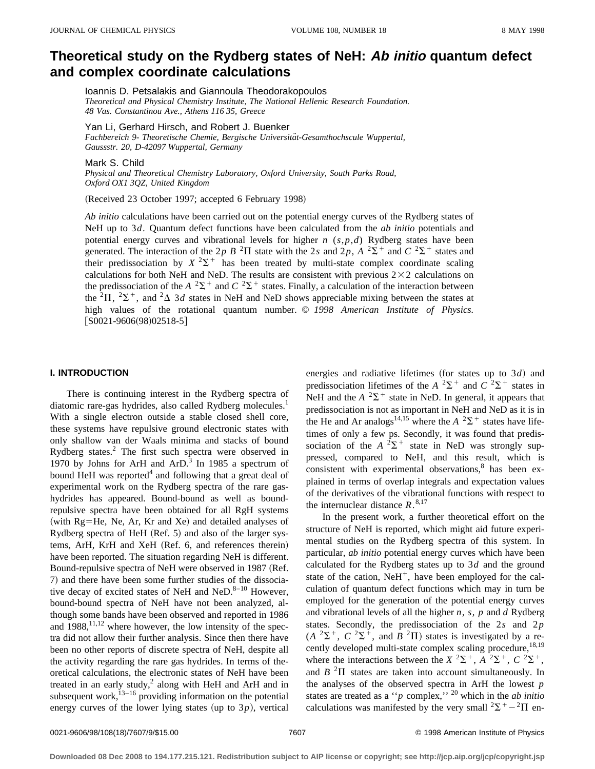# Theoretical study on the Rydberg states of NeH: *Ab initio* quantum defect and complex coordinate calculations

Ioannis D. Petsalakis and Giannoula Theodorakopoulos
*Theoretical and Physical Chemistry Institute, The National Hellenic Research Foundation. 48 Vas. Constantinou Ave., Athens 116 35, Greece*

Yan Li, Gerhard Hirsch, and Robert J. Buenker
*Fachbereich 9- Theoretische Chemie, Bergische Universität-Gesamthochscule Wuppertal, Gaussstr. 20, D-42097 Wuppertal, Germany*

Mark S. Child
*Physical and Theoretical Chemistry Laboratory, Oxford University, South Parks Road, Oxford OX1 3QZ, United Kingdom*

(Received 23 October 1997; accepted 6 February 1998)

*Ab initio* calculations have been carried out on the potential energy curves of the Rydberg states of NeH up to $3d$. Quantum defect functions have been calculated from the *ab initio* potentials and potential energy curves and vibrational levels for higher $n$ $(s,p,d)$ Rydberg states have been generated. The interaction of the $2p$ $B$ $^2\Pi$ state with the $2s$ and $2p$, $A$ $^2\Sigma^+$ and $C$ $^2\Sigma^+$ states and their predissociation by $X$ $^2\Sigma^+$ has been treated by multi-state complex coordinate scaling calculations for both NeH and NeD. The results are consistent with previous $2\times 2$ calculations on the predissociation of the $A$ $^2\Sigma^+$ and $C$ $^2\Sigma^+$ states. Finally, a calculation of the interaction between the $^2\Pi$, $^2\Sigma^+$, and $^2\Delta$ $3d$ states in NeH and NeD shows appreciable mixing between the states at high values of the rotational quantum number. © *1998 American Institute of Physics.* [S0021-9606(98)02518-5]

## I. INTRODUCTION

There is continuing interest in the Rydberg spectra of diatomic rare-gas hydrides, also called Rydberg molecules.[1] With a single electron outside a stable closed shell core, these systems have repulsive ground electronic states with only shallow van der Waals minima and stacks of bound Rydberg states.[2] The first such spectra were observed in 1970 by Johns for ArH and ArD.[3] In 1985 a spectrum of bound HeH was reported[4] and following that a great deal of experimental work on the Rydberg spectra of the rare gas-hydrides has appeared. Bound-bound as well as bound-repulsive spectra have been obtained for all RgH systems (with Rg=He, Ne, Ar, Kr and Xe) and detailed analyses of Rydberg spectra of HeH (Ref. 5) and also of the larger systems, ArH, KrH and XeH (Ref. 6, and references therein) have been reported. The situation regarding NeH is different. Bound-repulsive spectra of NeH were observed in 1987 (Ref. 7) and there have been some further studies of the dissociative decay of excited states of NeH and NeD.[8–10] However, bound-bound spectra of NeH have not been analyzed, although some bands have been observed and reported in 1986 and 1988,[11,12] where however, the low intensity of the spectra did not allow their further analysis. Since then there have been no other reports of discrete spectra of NeH, despite all the activity regarding the rare gas hydrides. In terms of theoretical calculations, the electronic states of NeH have been treated in an early study,[2] along with HeH and ArH and in subsequent work,[13–16] providing information on the potential energy curves of the lower lying states (up to $3p$), vertical energies and radiative lifetimes (for states up to $3d$) and predissociation lifetimes of the $A$ $^2\Sigma^+$ and $C$ $^2\Sigma^+$ states in NeH and the $A$ $^2\Sigma^+$ state in NeD. In general, it appears that predissociation is not as important in NeH and NeD as it is in the He and Ar analogs[14,15] where the $A$ $^2\Sigma^+$ states have lifetimes of only a few ps. Secondly, it was found that predissociation of the $A$ $^2\Sigma^+$ state in NeD was strongly suppressed, compared to NeH, and this result, which is consistent with experimental observations,[8] has been explained in terms of overlap integrals and expectation values of the derivatives of the vibrational functions with respect to the internuclear distance $R$.[8,17]

In the present work, a further theoretical effort on the structure of NeH is reported, which might aid future experimental studies on the Rydberg spectra of this system. In particular, *ab initio* potential energy curves which have been calculated for the Rydberg states up to $3d$ and the ground state of the cation, $NeH^+$, have been employed for the calculation of quantum defect functions which may in turn be employed for the generation of the potential energy curves and vibrational levels of all the higher $n$, $s$, $p$ and $d$ Rydberg states. Secondly, the predissociation of the $2s$ and $2p$ ($A$ $^2\Sigma^+$, $C$ $^2\Sigma^+$, and $B$ $^2\Pi$) states is investigated by a recently developed multi-state complex scaling procedure,[18,19] where the interactions between the $X$ $^2\Sigma^+$, $A$ $^2\Sigma^+$, $C$ $^2\Sigma^+$, and $B$ $^2\Pi$ states are taken into account simultaneously. In the analyses of the observed spectra in ArH the lowest $p$ states are treated as a "$p$ complex," [20] which in the *ab initio* calculations was manifested by the very small $^2\Sigma^+ - ^2\Pi$ en-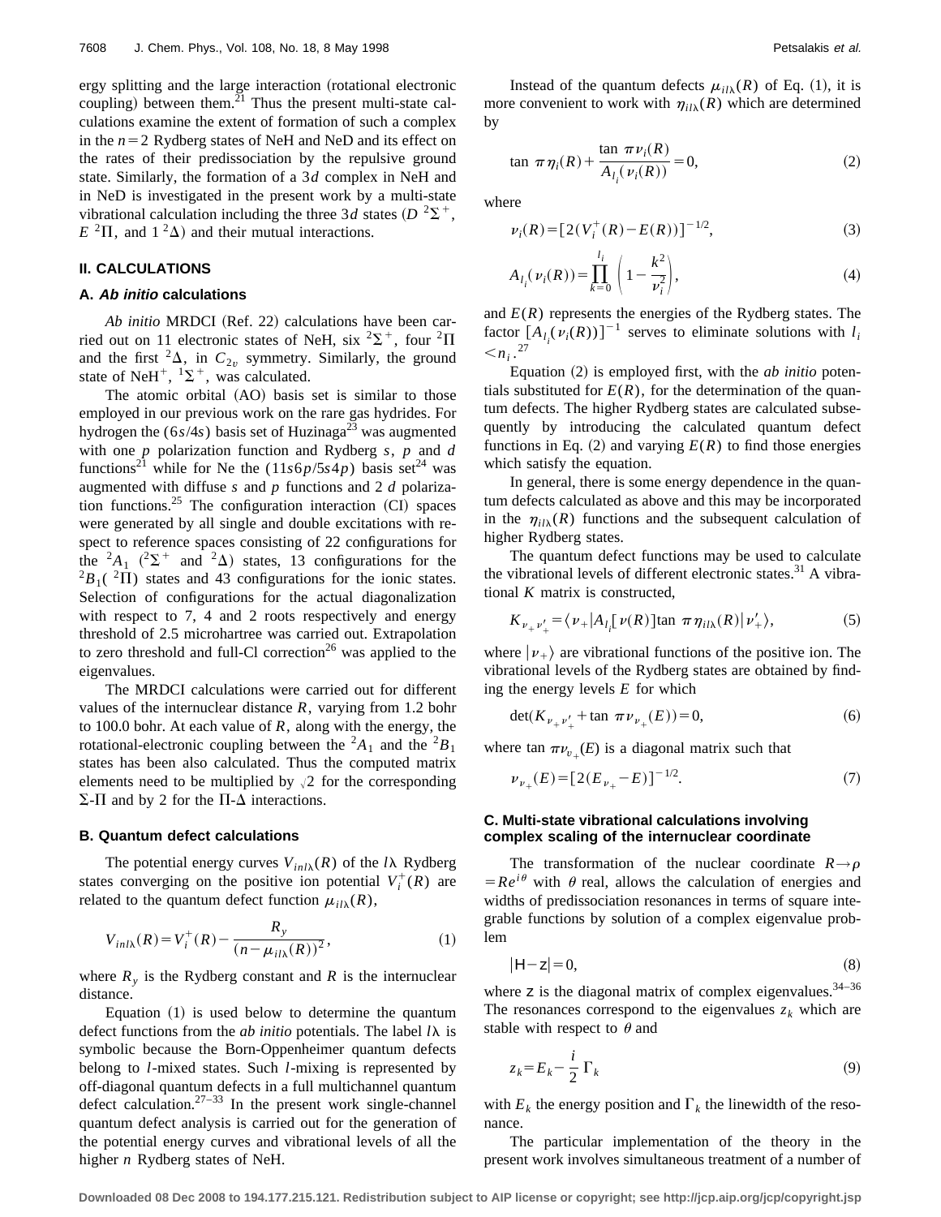ergy splitting and the large interaction (rotational electronic coupling) between them.[21] Thus the present multi-state calculations examine the extent of formation of such a complex in the $n=2$ Rydberg states of NeH and NeD and its effect on the rates of their predissociation by the repulsive ground state. Similarly, the formation of a $3d$ complex in NeH and in NeD is investigated in the present work by a multi-state vibrational calculation including the three $3d$ states ($D\ ^2\Sigma^+$, $E\ ^2\Pi$, and $1\ ^2\Delta$) and their mutual interactions.

## II. CALCULATIONS

### A. *Ab initio* calculations

*Ab initio* MRDCI (Ref. 22) calculations have been carried out on 11 electronic states of NeH, six $^2\Sigma^+$, four $^2\Pi$ and the first $^2\Delta$, in $C_{2v}$ symmetry. Similarly, the ground state of $NeH^+$, $^1\Sigma^+$, was calculated.

The atomic orbital (AO) basis set is similar to those employed in our previous work on the rare gas hydrides. For hydrogen the $(6s/4s)$ basis set of Huzinaga[23] was augmented with one $p$ polarization function and Rydberg $s$, $p$ and $d$ functions[21] while for Ne the $(11s6p/5s4p)$ basis set[24] was augmented with diffuse $s$ and $p$ functions and 2 $d$ polarization functions.[25] The configuration interaction (CI) spaces were generated by all single and double excitations with respect to reference spaces consisting of 22 configurations for the $^2A_1$ ($^2\Sigma^+$ and $^2\Delta$) states, 13 configurations for the $^2B_1$($^2\Pi$) states and 43 configurations for the ionic states. Selection of configurations for the actual diagonalization with respect to 7, 4 and 2 roots respectively and energy threshold of 2.5 microhartree was carried out. Extrapolation to zero threshold and full-Cl correction[26] was applied to the eigenvalues.

The MRDCI calculations were carried out for different values of the internuclear distance $R$, varying from 1.2 bohr to 100.0 bohr. At each value of $R$, along with the energy, the rotational-electronic coupling between the $^2A_1$ and the $^2B_1$ states has been also calculated. Thus the computed matrix elements need to be multiplied by $\sqrt{2}$ for the corresponding $\Sigma$-$\Pi$ and by 2 for the $\Pi$-$\Delta$ interactions.

### B. Quantum defect calculations

The potential energy curves $V_{inl\lambda}(R)$ of the $l\lambda$ Rydberg states converging on the positive ion potential $V_i^+(R)$ are related to the quantum defect function $\mu_{il\lambda}(R)$,

$$V_{inl\lambda}(R)=V_i^+(R)-\frac{R_y}{(n-\mu_{il\lambda}(R))^2}, \tag{1}$$

where $R_y$ is the Rydberg constant and $R$ is the internuclear distance.

Equation (1) is used below to determine the quantum defect functions from the *ab initio* potentials. The label $l\lambda$ is symbolic because the Born-Oppenheimer quantum defects belong to $l$-mixed states. Such $l$-mixing is represented by off-diagonal quantum defects in a full multichannel quantum defect calculation.[27–33] In the present work single-channel quantum defect analysis is carried out for the generation of the potential energy curves and vibrational levels of all the higher $n$ Rydberg states of NeH.

Instead of the quantum defects $\mu_{il\lambda}(R)$ of Eq. (1), it is more convenient to work with $\eta_{il\lambda}(R)$ which are determined by

$$\tan\,\pi\eta_i(R)+\frac{\tan\,\pi\nu_i(R)}{A_{l_i}(\nu_i(R))}=0, \tag{2}$$

where

$$\nu_i(R)=[2(V_i^+(R)-E(R))]^{-1/2}, \tag{3}$$

$$A_{l_i}(\nu_i(R))=\prod_{k=0}^{l_i}\left(1-\frac{k^2}{\nu_i^2}\right), \tag{4}$$

and $E(R)$ represents the energies of the Rydberg states. The factor $[A_{l_i}(\nu_i(R))]^{-1}$ serves to eliminate solutions with $l_i<n_i$.[27]

Equation (2) is employed first, with the *ab initio* potentials substituted for $E(R)$, for the determination of the quantum defects. The higher Rydberg states are calculated subsequently by introducing the calculated quantum defect functions in Eq. (2) and varying $E(R)$ to find those energies which satisfy the equation.

In general, there is some energy dependence in the quantum defects calculated as above and this may be incorporated in the $\eta_{il\lambda}(R)$ functions and the subsequent calculation of higher Rydberg states.

The quantum defect functions may be used to calculate the vibrational levels of different electronic states.[31] A vibrational $K$ matrix is constructed,

$$K_{\nu_+\nu_+'}=\langle\nu_+|A_{l_i}[\nu(R)]\tan\,\pi\eta_{il\lambda}(R)|\nu_+'\rangle, \tag{5}$$

where $|\nu_+\rangle$ are vibrational functions of the positive ion. The vibrational levels of the Rydberg states are obtained by finding the energy levels $E$ for which

$$\det(K_{\nu_+\nu_+'}+\tan\,\pi\nu_{\nu_+}(E))=0, \tag{6}$$

where $\tan\,\pi\nu_{v_+}(E)$ is a diagonal matrix such that

$$\nu_{\nu_+}(E)=[2(E_{\nu_+}-E)]^{-1/2}. \tag{7}$$

### C. Multi-state vibrational calculations involving complex scaling of the internuclear coordinate

The transformation of the nuclear coordinate $R\rightarrow\rho=Re^{i\theta}$ with $\theta$ real, allows the calculation of energies and widths of predissociation resonances in terms of square integrable functions by solution of a complex eigenvalue problem

$$|\mathsf{H}-\mathsf{z}|=0, \tag{8}$$

where $\mathsf{z}$ is the diagonal matrix of complex eigenvalues.[34–36] The resonances correspond to the eigenvalues $z_k$ which are stable with respect to $\theta$ and

$$z_k=E_k-\frac{i}{2}\,\Gamma_k \tag{9}$$

with $E_k$ the energy position and $\Gamma_k$ the linewidth of the resonance.

The particular implementation of the theory in the present work involves simultaneous treatment of a number of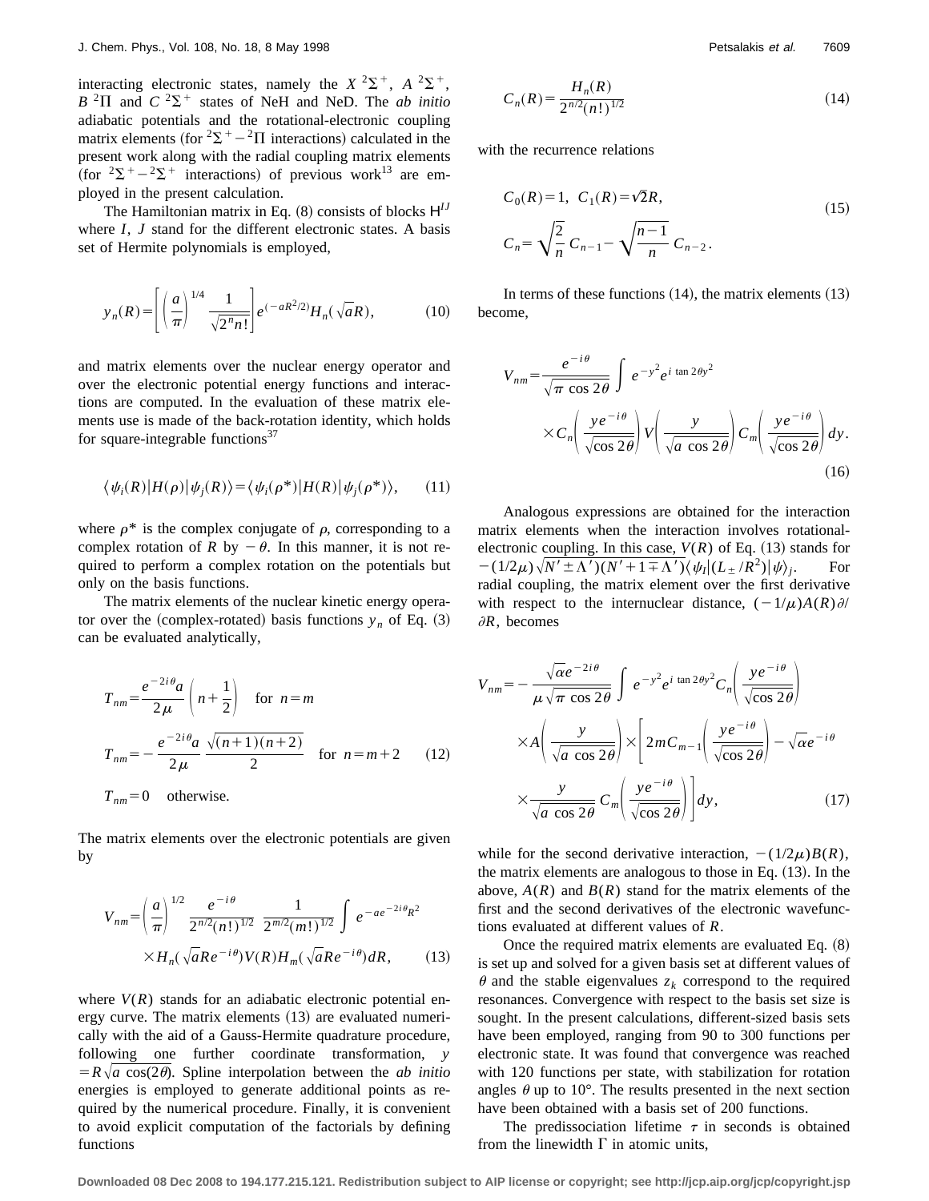interacting electronic states, namely the $X\,^2\Sigma^+$, $A\,^2\Sigma^+$, $B\,^2\Pi$ and $C\,^2\Sigma^+$ states of NeH and NeD. The *ab initio* adiabatic potentials and the rotational-electronic coupling matrix elements (for $^2\Sigma^+-{}^2\Pi$ interactions) calculated in the present work along with the radial coupling matrix elements (for $^2\Sigma^+-{}^2\Sigma^+$ interactions) of previous work[13] are employed in the present calculation.

The Hamiltonian matrix in Eq. (8) consists of blocks $\mathsf{H}^{IJ}$ where $I$, $J$ stand for the different electronic states. A basis set of Hermite polynomials is employed,

$$y_n(R)=\left[\left(\frac{a}{\pi}\right)^{1/4}\frac{1}{\sqrt{2^n n!}}\right]e^{(-aR^2/2)}H_n(\sqrt{a}R), \tag{10}$$

and matrix elements over the nuclear energy operator and over the electronic potential energy functions and interactions are computed. In the evaluation of these matrix elements use is made of the back-rotation identity, which holds for square-integrable functions[37]

$$\langle\psi_i(R)|H(\rho)|\psi_j(R)\rangle=\langle\psi_i(\rho^*)|H(R)|\psi_j(\rho^*)\rangle, \tag{11}$$

where $\rho^*$ is the complex conjugate of $\rho$, corresponding to a complex rotation of $R$ by $-\theta$. In this manner, it is not required to perform a complex rotation on the potentials but only on the basis functions.

The matrix elements of the nuclear kinetic energy operator over the (complex-rotated) basis functions $y_n$ of Eq. (3) can be evaluated analytically,

$$T_{nm}=\frac{e^{-2i\theta}a}{2\mu}\left(n+\frac{1}{2}\right)\quad\text{for } n=m$$

$$T_{nm}=-\frac{e^{-2i\theta}a}{2\mu}\,\frac{\sqrt{(n+1)(n+2)}}{2}\quad\text{for } n=m+2 \tag{12}$$

$$T_{nm}=0\quad\text{otherwise.}$$

The matrix elements over the electronic potentials are given by

$$V_{nm}=\left(\frac{a}{\pi}\right)^{1/2}\frac{e^{-i\theta}}{2^{n/2}(n!)^{1/2}}\,\frac{1}{2^{m/2}(m!)^{1/2}}\int e^{-ae^{-2i\theta}R^2}\times H_n(\sqrt{a}Re^{-i\theta})V(R)H_m(\sqrt{a}Re^{-i\theta})dR, \tag{13}$$

where $V(R)$ stands for an adiabatic electronic potential energy curve. The matrix elements (13) are evaluated numerically with the aid of a Gauss-Hermite quadrature procedure, following one further coordinate transformation, $y=R\sqrt{a\cos(2\theta)}$. Spline interpolation between the *ab initio* energies is employed to generate additional points as required by the numerical procedure. Finally, it is convenient to avoid explicit computation of the factorials by defining functions

$$C_n(R)=\frac{H_n(R)}{2^{n/2}(n!)^{1/2}} \tag{14}$$

with the recurrence relations

$$C_0(R)=1,\quad C_1(R)=\sqrt{2}R,$$
$$C_n=\sqrt{\frac{2}{n}}\,C_{n-1}-\sqrt{\frac{n-1}{n}}\,C_{n-2}. \tag{15}$$

In terms of these functions (14), the matrix elements (13) become,

$$V_{nm}=\frac{e^{-i\theta}}{\sqrt{\pi\cos 2\theta}}\int e^{-y^2}e^{i\tan 2\theta y^2}\times C_n\left(\frac{ye^{-i\theta}}{\sqrt{\cos 2\theta}}\right)V\left(\frac{y}{\sqrt{a\cos 2\theta}}\right)C_m\left(\frac{ye^{-i\theta}}{\sqrt{\cos 2\theta}}\right)dy. \tag{16}$$

Analogous expressions are obtained for the interaction matrix elements when the interaction involves rotational-electronic coupling. In this case, $V(R)$ of Eq. (13) stands for $-(1/2\mu)\sqrt{N'\pm\Lambda')(N'+1\mp\Lambda')}\langle\psi_I|(L_\pm/R^2)|\psi\rangle_j$. For radial coupling, the matrix element over the first derivative with respect to the internuclear distance, $(-1/\mu)A(R)\partial/\partial R$, becomes

$$V_{nm}=-\frac{\sqrt{\alpha}e^{-2i\theta}}{\mu\sqrt{\pi\cos 2\theta}}\int e^{-y^2}e^{i\tan 2\theta y^2}C_n\left(\frac{ye^{-i\theta}}{\sqrt{\cos 2\theta}}\right)\times A\left(\frac{y}{\sqrt{a\cos 2\theta}}\right)\times\left[2mC_{m-1}\left(\frac{ye^{-i\theta}}{\sqrt{\cos 2\theta}}\right)-\sqrt{\alpha}e^{-i\theta}\times\frac{y}{\sqrt{a\cos 2\theta}}\,C_m\left(\frac{ye^{-i\theta}}{\sqrt{\cos 2\theta}}\right)\right]dy, \tag{17}$$

while for the second derivative interaction, $-(1/2\mu)B(R)$, the matrix elements are analogous to those in Eq. (13). In the above, $A(R)$ and $B(R)$ stand for the matrix elements of the first and the second derivatives of the electronic wavefunctions evaluated at different values of $R$.

Once the required matrix elements are evaluated Eq. (8) is set up and solved for a given basis set at different values of $\theta$ and the stable eigenvalues $z_k$ correspond to the required resonances. Convergence with respect to the basis set size is sought. In the present calculations, different-sized basis sets have been employed, ranging from 90 to 300 functions per electronic state. It was found that convergence was reached with 120 functions per state, with stabilization for rotation angles $\theta$ up to 10°. The results presented in the next section have been obtained with a basis set of 200 functions.

The predissociation lifetime $\tau$ in seconds is obtained from the linewidth $\Gamma$ in atomic units,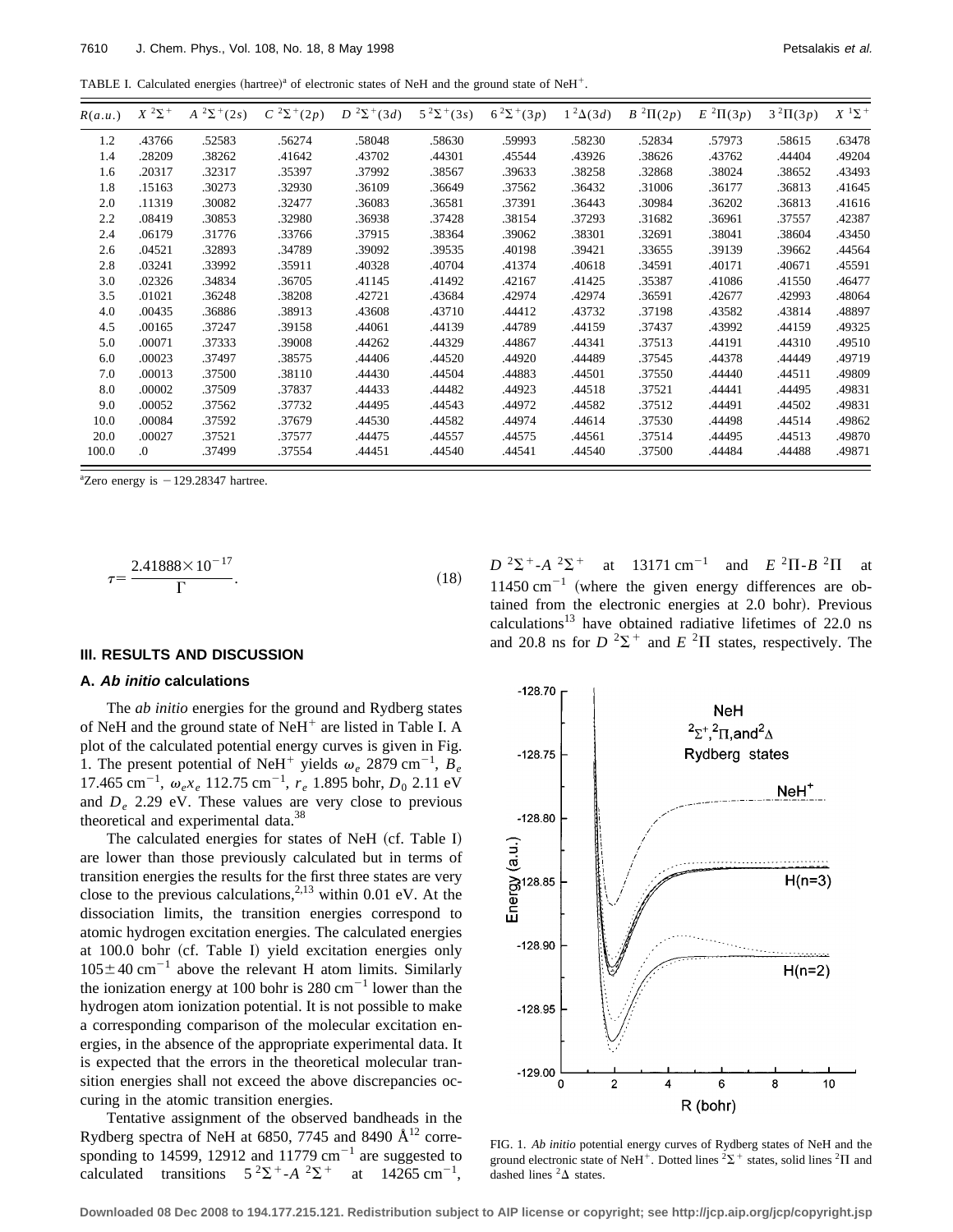TABLE I. Calculated energies (hartree)[a] of electronic states of NeH and the ground state of $NeH^+$.

| $R(a.u.)$ | $X\ ^2\Sigma^+$ | $A\ ^2\Sigma^+(2s)$ | $C\ ^2\Sigma^+(2p)$ | $D\ ^2\Sigma^+(3d)$ | $5\ ^2\Sigma^+(3s)$ | $6\ ^2\Sigma^+(3p)$ | $1\ ^2\Delta(3d)$ | $B\ ^2\Pi(2p)$ | $E\ ^2\Pi(3p)$ | $3\ ^2\Pi(3p)$ | $X\ ^1\Sigma^+$ |
|---|---|---|---|---|---|---|---|---|---|---|---|
| 1.2 | .43766 | .52583 | .56274 | .58048 | .58630 | .59993 | .58230 | .52834 | .57973 | .58615 | .63478 |
| 1.4 | .28209 | .38262 | .41642 | .43702 | .44301 | .45544 | .43926 | .38626 | .43762 | .44404 | .49204 |
| 1.6 | .20317 | .32317 | .35397 | .37992 | .38567 | .39633 | .38258 | .32868 | .38024 | .38652 | .43493 |
| 1.8 | .15163 | .30273 | .32930 | .36109 | .36649 | .37562 | .36432 | .31006 | .36177 | .36813 | .41645 |
| 2.0 | .11319 | .30082 | .32477 | .36083 | .36581 | .37391 | .36443 | .30984 | .36202 | .36813 | .41616 |
| 2.2 | .08419 | .30853 | .32980 | .36938 | .37428 | .38154 | .37293 | .31682 | .36961 | .37557 | .42387 |
| 2.4 | .06179 | .31776 | .33766 | .37915 | .38364 | .39062 | .38301 | .32691 | .38041 | .38604 | .43450 |
| 2.6 | .04521 | .32893 | .34789 | .39092 | .39535 | .40198 | .39421 | .33655 | .39139 | .39662 | .44564 |
| 2.8 | .03241 | .33992 | .35911 | .40328 | .40704 | .41374 | .40618 | .34591 | .40171 | .40671 | .45591 |
| 3.0 | .02326 | .34834 | .36705 | .41145 | .41492 | .42167 | .41425 | .35387 | .41086 | .41550 | .46477 |
| 3.5 | .01021 | .36248 | .38208 | .42721 | .43684 | .42974 | .42974 | .36591 | .42677 | .42993 | .48064 |
| 4.0 | .00435 | .36886 | .38913 | .43608 | .43710 | .44412 | .43732 | .37198 | .43582 | .43814 | .48897 |
| 4.5 | .00165 | .37247 | .39158 | .44061 | .44139 | .44789 | .44159 | .37437 | .43992 | .44159 | .49325 |
| 5.0 | .00071 | .37333 | .39008 | .44262 | .44329 | .44867 | .44341 | .37513 | .44191 | .44310 | .49510 |
| 6.0 | .00023 | .37497 | .38575 | .44406 | .44520 | .44920 | .44489 | .37545 | .44378 | .44449 | .49719 |
| 7.0 | .00013 | .37500 | .38110 | .44430 | .44504 | .44883 | .44501 | .37550 | .44440 | .44511 | .49809 |
| 8.0 | .00002 | .37509 | .37837 | .44433 | .44482 | .44923 | .44518 | .37521 | .44441 | .44495 | .49831 |
| 9.0 | .00052 | .37562 | .37732 | .44495 | .44543 | .44972 | .44582 | .37512 | .44491 | .44502 | .49831 |
| 10.0 | .00084 | .37592 | .37679 | .44530 | .44582 | .44974 | .44614 | .37530 | .44498 | .44514 | .49862 |
| 20.0 | .00027 | .37521 | .37577 | .44475 | .44557 | .44575 | .44561 | .37514 | .44495 | .44513 | .49870 |
| 100.0 | .0 | .37499 | .37554 | .44451 | .44540 | .44541 | .44540 | .37500 | .44484 | .44488 | .49871 |

[a]Zero energy is −129.28347 hartree.

$$\tau = \frac{2.41888\times 10^{-17}}{\Gamma}. \tag{18}$$

## III. RESULTS AND DISCUSSION

### A. *Ab initio* calculations

The *ab initio* energies for the ground and Rydberg states of NeH and the ground state of $NeH^+$ are listed in Table I. A plot of the calculated potential energy curves is given in Fig. 1. The present potential of $NeH^+$ yields $\omega_e$ 2879 cm$^{-1}$, $B_e$ 17.465 cm$^{-1}$, $\omega_e x_e$ 112.75 cm$^{-1}$, $r_e$ 1.895 bohr, $D_0$ 2.11 eV and $D_e$ 2.29 eV. These values are very close to previous theoretical and experimental data.[38]

The calculated energies for states of NeH (cf. Table I) are lower than those previously calculated but in terms of transition energies the results for the first three states are very close to the previous calculations,[2,13] within 0.01 eV. At the dissociation limits, the transition energies correspond to atomic hydrogen excitation energies. The calculated energies at 100.0 bohr (cf. Table I) yield excitation energies only $105\pm 40$ cm$^{-1}$ above the relevant H atom limits. Similarly the ionization energy at 100 bohr is 280 cm$^{-1}$ lower than the hydrogen atom ionization potential. It is not possible to make a corresponding comparison of the molecular excitation energies, in the absence of the appropriate experimental data. It is expected that the errors in the theoretical molecular transition energies shall not exceed the above discrepancies occuring in the atomic transition energies.

Tentative assignment of the observed bandheads in the Rydberg spectra of NeH at 6850, 7745 and 8490 Å[12] corresponding to 14599, 12912 and 11779 cm$^{-1}$ are suggested to calculated transitions $5\ ^2\Sigma^+$-$A\ ^2\Sigma^+$ at 14265 cm$^{-1}$, $D\ ^2\Sigma^+$-$A\ ^2\Sigma^+$ at 13171 cm$^{-1}$ and $E\ ^2\Pi$-$B\ ^2\Pi$ at 11450 cm$^{-1}$ (where the given energy differences are obtained from the electronic energies at 2.0 bohr). Previous calculations[13] have obtained radiative lifetimes of 22.0 ns and 20.8 ns for $D\ ^2\Sigma^+$ and $E\ ^2\Pi$ states, respectively. The

FIG. 1. *Ab initio* potential energy curves of Rydberg states of NeH and the ground electronic state of $NeH^+$. Dotted lines $^2\Sigma^+$ states, solid lines $^2\Pi$ and dashed lines $^2\Delta$ states.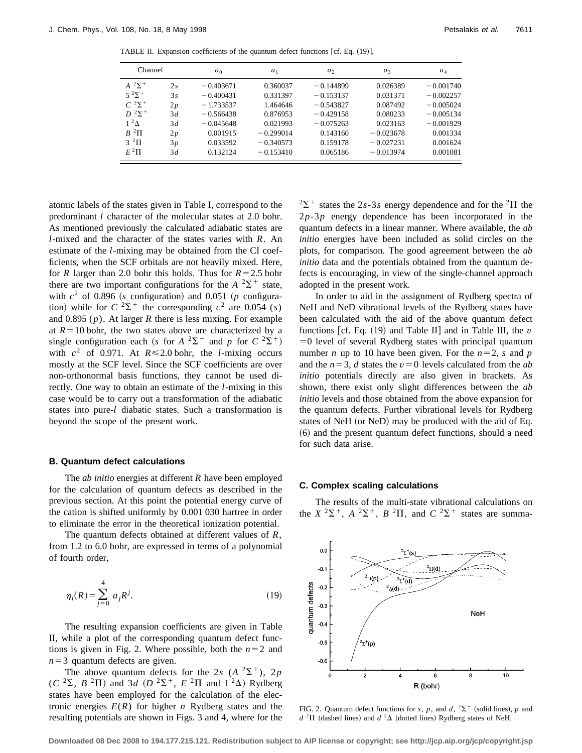TABLE II. Expansion coefficients of the quantum defect functions [cf. Eq. (19)].

| Channel | | $a_0$ | $a_1$ | $a_2$ | $a_3$ | $a_4$ |
|---|---|---|---|---|---|---|
| $A\ ^2\Sigma^+$ | $2s$ | −0.403671 | 0.360037 | −0.144899 | 0.026389 | −0.001740 |
| $5\ ^2\Sigma^+$ | $3s$ | −0.400431 | 0.331397 | −0.153137 | 0.031371 | −0.002257 |
| $C\ ^2\Sigma^+$ | $2p$ | −1.733537 | 1.464646 | −0.543827 | 0.087492 | −0.005024 |
| $D\ ^2\Sigma^+$ | $3d$ | −0.566438 | 0.876953 | −0.429158 | 0.080233 | −0.005134 |
| $1\ ^2\Delta$ | $3d$ | −0.045648 | 0.021993 | −0.075263 | 0.023163 | −0.001929 |
| $B\ ^2\Pi$ | $2p$ | 0.001915 | −0.299014 | 0.143160 | −0.023678 | 0.001334 |
| $3\ ^2\Pi$ | $3p$ | 0.033592 | −0.340573 | 0.159178 | −0.027231 | 0.001624 |
| $E\ ^2\Pi$ | $3d$ | 0.132124 | −0.153410 | 0.065186 | −0.013974 | 0.001081 |

atomic labels of the states given in Table I, correspond to the predominant $l$ character of the molecular states at 2.0 bohr. As mentioned previously the calculated adiabatic states are $l$-mixed and the character of the states varies with $R$. An estimate of the $l$-mixing may be obtained from the CI coefficients, when the SCF orbitals are not heavily mixed. Here, for $R$ larger than 2.0 bohr this holds. Thus for $R=2.5$ bohr there are two important configurations for the $A\ ^2\Sigma^+$ state, with $c^2$ of 0.896 ($s$ configuration) and 0.051 ($p$ configuration) while for $C\ ^2\Sigma^+$ the corresponding $c^2$ are 0.054 ($s$) and 0.895 ($p$). At larger $R$ there is less mixing. For example at $R=10$ bohr, the two states above are characterized by a single configuration each ($s$ for $A\ ^2\Sigma^+$ and $p$ for $C\ ^2\Sigma^+$) with $c^2$ of 0.971. At $R\leqslant 2.0$ bohr, the $l$-mixing occurs mostly at the SCF level. Since the SCF coefficients are over non-orthonormal basis functions, they cannot be used directly. One way to obtain an estimate of the $l$-mixing in this case would be to carry out a transformation of the adiabatic states into pure-$l$ diabatic states. Such a transformation is beyond the scope of the present work.

### B. Quantum defect calculations

The *ab initio* energies at different $R$ have been employed for the calculation of quantum defects as described in the previous section. At this point the potential energy curve of the cation is shifted uniformly by 0.001 030 hartree in order to eliminate the error in the theoretical ionization potential.

The quantum defects obtained at different values of $R$, from 1.2 to 6.0 bohr, are expressed in terms of a polynomial of fourth order,

$$\eta_l(R)=\sum_{j=0}^{4} a_j R^j. \tag{19}$$

The resulting expansion coefficients are given in Table II, while a plot of the corresponding quantum defect functions is given in Fig. 2. Where possible, both the $n=2$ and $n=3$ quantum defects are given.

The above quantum defects for the $2s$ ($A\ ^2\Sigma^+$), $2p$ ($C\ ^2\Sigma$, $B\ ^2\Pi$) and $3d$ ($D\ ^2\Sigma^+$, $E\ ^2\Pi$ and $1\ ^2\Delta$) Rydberg states have been employed for the calculation of the electronic energies $E(R)$ for higher $n$ Rydberg states and the resulting potentials are shown in Figs. 3 and 4, where for the $^2\Sigma^+$ states the $2s$-$3s$ energy dependence and for the $^2\Pi$ the $2p$-$3p$ energy dependence has been incorporated in the quantum defects in a linear manner. Where available, the *ab initio* energies have been included as solid circles on the plots, for comparison. The good agreement between the *ab initio* data and the potentials obtained from the quantum defects is encouraging, in view of the single-channel approach adopted in the present work.

In order to aid in the assignment of Rydberg spectra of NeH and NeD vibrational levels of the Rydberg states have been calculated with the aid of the above quantum defect functions [cf. Eq. (19) and Table II] and in Table III, the $v=0$ level of several Rydberg states with principal quantum number $n$ up to 10 have been given. For the $n=2$, $s$ and $p$ and the $n=3$, $d$ states the $v=0$ levels calculated from the *ab initio* potentials directly are also given in brackets. As shown, there exist only slight differences between the *ab initio* levels and those obtained from the above expansion for the quantum defects. Further vibrational levels for Rydberg states of NeH (or NeD) may be produced with the aid of Eq. (6) and the present quantum defect functions, should a need for such data arise.

### C. Complex scaling calculations

The results of the multi-state vibrational calculations on the $X\ ^2\Sigma^+$, $A\ ^2\Sigma^+$, $B\ ^2\Pi$, and $C\ ^2\Sigma^+$ states are summa-

FIG. 2. Quantum defect functions for $s$, $p$, and $d$, $^2\Sigma^+$ (solid lines), $p$ and $d\ ^2\Pi$ (dashed lines) and $d\ ^2\Delta$ (dotted lines) Rydberg states of NeH.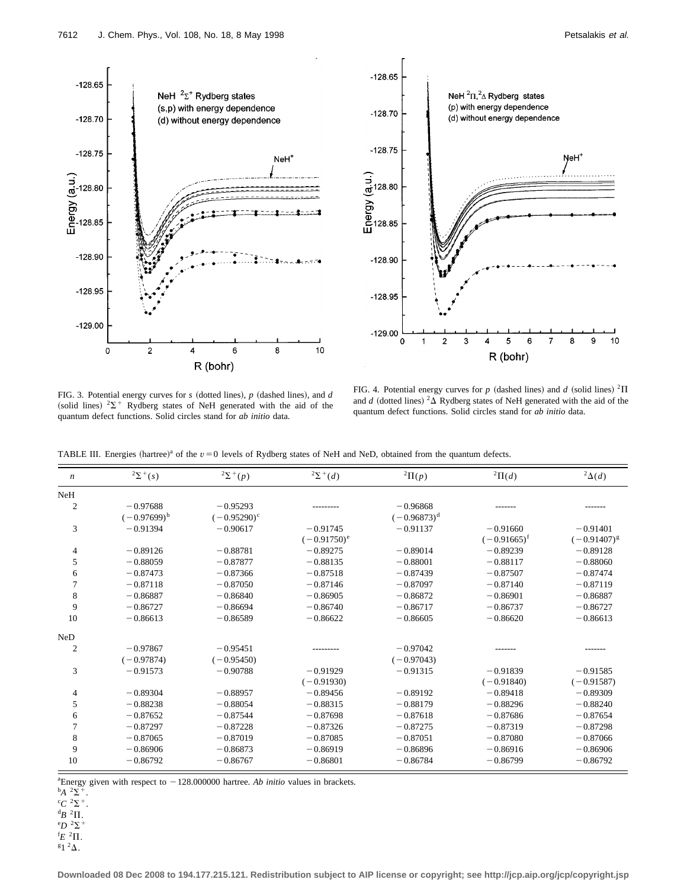FIG. 3. Potential energy curves for *s* (dotted lines), *p* (dashed lines), and *d* (solid lines) $^2\Sigma^+$ Rydberg states of NeH generated with the aid of the quantum defect functions. Solid circles stand for *ab initio* data.

FIG. 4. Potential energy curves for *p* (dashed lines) and *d* (solid lines) $^2\Pi$ and *d* (dotted lines) $^2\Delta$ Rydberg states of NeH generated with the aid of the quantum defect functions. Solid circles stand for *ab initio* data.

TABLE III. Energies (hartree)[a] of the $v=0$ levels of Rydberg states of NeH and NeD, obtained from the quantum defects.

| $n$ | $^2\Sigma^+(s)$ | $^2\Sigma^+(p)$ | $^2\Sigma^+(d)$ | $^2\Pi(p)$ | $^2\Pi(d)$ | $^2\Delta(d)$ |
|---|---|---|---|---|---|---|
| NeH | | | | | | |
| 2 | −0.97688 (−0.97699)[b] | −0.95293 (−0.95290)[c] | --------- | −0.96868 (−0.96873)[d] | ------- | ------- |
| 3 | −0.91394 | −0.90617 | −0.91745 (−0.91750)[e] | −0.91137 | −0.91660 (−0.91665)[f] | −0.91401 (−0.91407)[g] |
| 4 | −0.89126 | −0.88781 | −0.89275 | −0.89014 | −0.89239 | −0.89128 |
| 5 | −0.88059 | −0.87877 | −0.88135 | −0.88001 | −0.88117 | −0.88060 |
| 6 | −0.87473 | −0.87366 | −0.87518 | −0.87439 | −0.87507 | −0.87474 |
| 7 | −0.87118 | −0.87050 | −0.87146 | −0.87097 | −0.87140 | −0.87119 |
| 8 | −0.86887 | −0.86840 | −0.86905 | −0.86872 | −0.86901 | −0.86887 |
| 9 | −0.86727 | −0.86694 | −0.86740 | −0.86717 | −0.86737 | −0.86727 |
| 10 | −0.86613 | −0.86589 | −0.86622 | −0.86605 | −0.86620 | −0.86613 |
| NeD | | | | | | |
| 2 | −0.97867 (−0.97874) | −0.95451 (−0.95450) | --------- | −0.97042 (−0.97043) | ------- | ------- |
| 3 | −0.91573 | −0.90788 | −0.91929 (−0.91930) | −0.91315 | −0.91839 (−0.91840) | −0.91585 (−0.91587) |
| 4 | −0.89304 | −0.88957 | −0.89456 | −0.89192 | −0.89418 | −0.89309 |
| 5 | −0.88238 | −0.88054 | −0.88315 | −0.88179 | −0.88296 | −0.88240 |
| 6 | −0.87652 | −0.87544 | −0.87698 | −0.87618 | −0.87686 | −0.87654 |
| 7 | −0.87297 | −0.87228 | −0.87326 | −0.87275 | −0.87319 | −0.87298 |
| 8 | −0.87065 | −0.87019 | −0.87085 | −0.87051 | −0.87080 | −0.87066 |
| 9 | −0.86906 | −0.86873 | −0.86919 | −0.86896 | −0.86916 | −0.86906 |
| 10 | −0.86792 | −0.86767 | −0.86801 | −0.86784 | −0.86799 | −0.86792 |

[a]Energy given with respect to −128.000000 hartree. *Ab initio* values in brackets.
[b]$A\ ^2\Sigma^+$.
[c]$C\ ^2\Sigma^+$.
[d]$B\ ^2\Pi$.
[e]$D\ ^2\Sigma^+$
[f]$E\ ^2\Pi$.
[g]$1\ ^2\Delta$.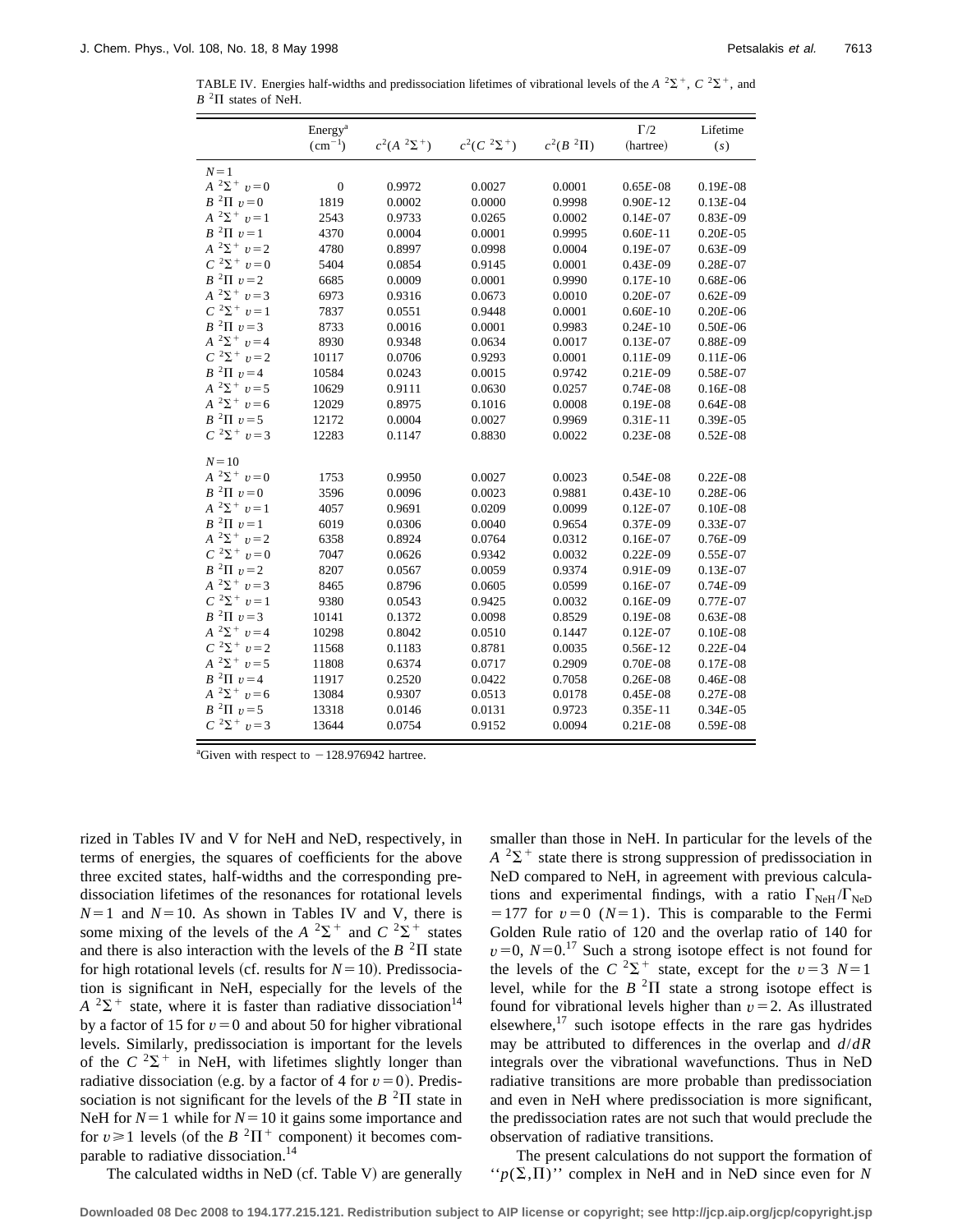TABLE IV. Energies half-widths and predissociation lifetimes of vibrational levels of the $A\ ^2\Sigma^+$, $C\ ^2\Sigma^+$, and $B\ ^2\Pi$ states of NeH.

| | Energy[a] ($\mathrm{cm}^{-1}$) | $c^2(A\ ^2\Sigma^+)$ | $c^2(C\ ^2\Sigma^+)$ | $c^2(B\ ^2\Pi)$ | $\Gamma/2$ (hartree) | Lifetime ($s$) |
|---|---|---|---|---|---|---|
| $N=1$ | | | | | | |
| $A\ ^2\Sigma^+\ v=0$ | 0 | 0.9972 | 0.0027 | 0.0001 | $0.65E$-08 | $0.19E$-08 |
| $B\ ^2\Pi\ v=0$ | 1819 | 0.0002 | 0.0000 | 0.9998 | $0.90E$-12 | $0.13E$-04 |
| $A\ ^2\Sigma^+\ v=1$ | 2543 | 0.9733 | 0.0265 | 0.0002 | $0.14E$-07 | $0.83E$-09 |
| $B\ ^2\Pi\ v=1$ | 4370 | 0.0004 | 0.0001 | 0.9995 | $0.60E$-11 | $0.20E$-05 |
| $A\ ^2\Sigma^+\ v=2$ | 4780 | 0.8997 | 0.0998 | 0.0004 | $0.19E$-07 | $0.63E$-09 |
| $C\ ^2\Sigma^+\ v=0$ | 5404 | 0.0854 | 0.9145 | 0.0001 | $0.43E$-09 | $0.28E$-07 |
| $B\ ^2\Pi\ v=2$ | 6685 | 0.0009 | 0.0001 | 0.9990 | $0.17E$-10 | $0.68E$-06 |
| $A\ ^2\Sigma^+\ v=3$ | 6973 | 0.9316 | 0.0673 | 0.0010 | $0.20E$-07 | $0.62E$-09 |
| $C\ ^2\Sigma^+\ v=1$ | 7837 | 0.0551 | 0.9448 | 0.0001 | $0.60E$-10 | $0.20E$-06 |
| $B\ ^2\Pi\ v=3$ | 8733 | 0.0016 | 0.0001 | 0.9983 | $0.24E$-10 | $0.50E$-06 |
| $A\ ^2\Sigma^+\ v=4$ | 8930 | 0.9348 | 0.0634 | 0.0017 | $0.13E$-07 | $0.88E$-09 |
| $C\ ^2\Sigma^+\ v=2$ | 10117 | 0.0706 | 0.9293 | 0.0001 | $0.11E$-09 | $0.11E$-06 |
| $B\ ^2\Pi\ v=4$ | 10584 | 0.0243 | 0.0015 | 0.9742 | $0.21E$-09 | $0.58E$-07 |
| $A\ ^2\Sigma^+\ v=5$ | 10629 | 0.9111 | 0.0630 | 0.0257 | $0.74E$-08 | $0.16E$-08 |
| $A\ ^2\Sigma^+\ v=6$ | 12029 | 0.8975 | 0.1016 | 0.0008 | $0.19E$-08 | $0.64E$-08 |
| $B\ ^2\Pi\ v=5$ | 12172 | 0.0004 | 0.0027 | 0.9969 | $0.31E$-11 | $0.39E$-05 |
| $C\ ^2\Sigma^+\ v=3$ | 12283 | 0.1147 | 0.8830 | 0.0022 | $0.23E$-08 | $0.52E$-08 |
| $N=10$ | | | | | | |
| $A\ ^2\Sigma^+\ v=0$ | 1753 | 0.9950 | 0.0027 | 0.0023 | $0.54E$-08 | $0.22E$-08 |
| $B\ ^2\Pi\ v=0$ | 3596 | 0.0096 | 0.0023 | 0.9881 | $0.43E$-10 | $0.28E$-06 |
| $A\ ^2\Sigma^+\ v=1$ | 4057 | 0.9691 | 0.0209 | 0.0099 | $0.12E$-07 | $0.10E$-08 |
| $B\ ^2\Pi\ v=1$ | 6019 | 0.0306 | 0.0040 | 0.9654 | $0.37E$-09 | $0.33E$-07 |
| $A\ ^2\Sigma^+\ v=2$ | 6358 | 0.8924 | 0.0764 | 0.0312 | $0.16E$-07 | $0.76E$-09 |
| $C\ ^2\Sigma^+\ v=0$ | 7047 | 0.0626 | 0.9342 | 0.0032 | $0.22E$-09 | $0.55E$-07 |
| $B\ ^2\Pi\ v=2$ | 8207 | 0.0567 | 0.0059 | 0.9374 | $0.91E$-09 | $0.13E$-07 |
| $A\ ^2\Sigma^+\ v=3$ | 8465 | 0.8796 | 0.0605 | 0.0599 | $0.16E$-07 | $0.74E$-09 |
| $C\ ^2\Sigma^+\ v=1$ | 9380 | 0.0543 | 0.9425 | 0.0032 | $0.16E$-09 | $0.77E$-07 |
| $B\ ^2\Pi\ v=3$ | 10141 | 0.1372 | 0.0098 | 0.8529 | $0.19E$-08 | $0.63E$-08 |
| $A\ ^2\Sigma^+\ v=4$ | 10298 | 0.8042 | 0.0510 | 0.1447 | $0.12E$-07 | $0.10E$-08 |
| $C\ ^2\Sigma^+\ v=2$ | 11568 | 0.1183 | 0.8781 | 0.0035 | $0.56E$-12 | $0.22E$-04 |
| $A\ ^2\Sigma^+\ v=5$ | 11808 | 0.6374 | 0.0717 | 0.2909 | $0.70E$-08 | $0.17E$-08 |
| $B\ ^2\Pi\ v=4$ | 11917 | 0.2520 | 0.0422 | 0.7058 | $0.26E$-08 | $0.46E$-08 |
| $A\ ^2\Sigma^+\ v=6$ | 13084 | 0.9307 | 0.0513 | 0.0178 | $0.45E$-08 | $0.27E$-08 |
| $B\ ^2\Pi\ v=5$ | 13318 | 0.0146 | 0.0131 | 0.9723 | $0.35E$-11 | $0.34E$-05 |
| $C\ ^2\Sigma^+\ v=3$ | 13644 | 0.0754 | 0.9152 | 0.0094 | $0.21E$-08 | $0.59E$-08 |

[a]Given with respect to $-128.976942$ hartree.

rized in Tables IV and V for NeH and NeD, respectively, in terms of energies, the squares of coefficients for the above three excited states, half-widths and the corresponding predissociation lifetimes of the resonances for rotational levels $N=1$ and $N=10$. As shown in Tables IV and V, there is some mixing of the levels of the $A\ ^2\Sigma^+$ and $C\ ^2\Sigma^+$ states and there is also interaction with the levels of the $B\ ^2\Pi$ state for high rotational levels (cf. results for $N=10$). Predissociation is significant in NeH, especially for the levels of the $A\ ^2\Sigma^+$ state, where it is faster than radiative dissociation[14] by a factor of 15 for $v=0$ and about 50 for higher vibrational levels. Similarly, predissociation is important for the levels of the $C\ ^2\Sigma^+$ in NeH, with lifetimes slightly longer than radiative dissociation (e.g. by a factor of 4 for $v=0$). Predissociation is not significant for the levels of the $B\ ^2\Pi$ state in NeH for $N=1$ while for $N=10$ it gains some importance and for $v\geq 1$ levels (of the $B\ ^2\Pi^+$ component) it becomes comparable to radiative dissociation.[14]

The calculated widths in NeD (cf. Table V) are generally smaller than those in NeH. In particular for the levels of the $A\ ^2\Sigma^+$ state there is strong suppression of predissociation in NeD compared to NeH, in agreement with previous calculations and experimental findings, with a ratio $\Gamma_{\mathrm{NeH}}/\Gamma_{\mathrm{NeD}}=177$ for $v=0$ ($N=1$). This is comparable to the Fermi Golden Rule ratio of 120 and the overlap ratio of 140 for $v=0$, $N=0$.[17] Such a strong isotope effect is not found for the levels of the $C\ ^2\Sigma^+$ state, except for the $v=3$ $N=1$ level, while for the $B\ ^2\Pi$ state a strong isotope effect is found for vibrational levels higher than $v=2$. As illustrated elsewhere,[17] such isotope effects in the rare gas hydrides may be attributed to differences in the overlap and $d/dR$ integrals over the vibrational wavefunctions. Thus in NeD radiative transitions are more probable than predissociation and even in NeH where predissociation is more significant, the predissociation rates are not such that would preclude the observation of radiative transitions.

The present calculations do not support the formation of "$p(\Sigma,\Pi)$" complex in NeH and in NeD since even for $N$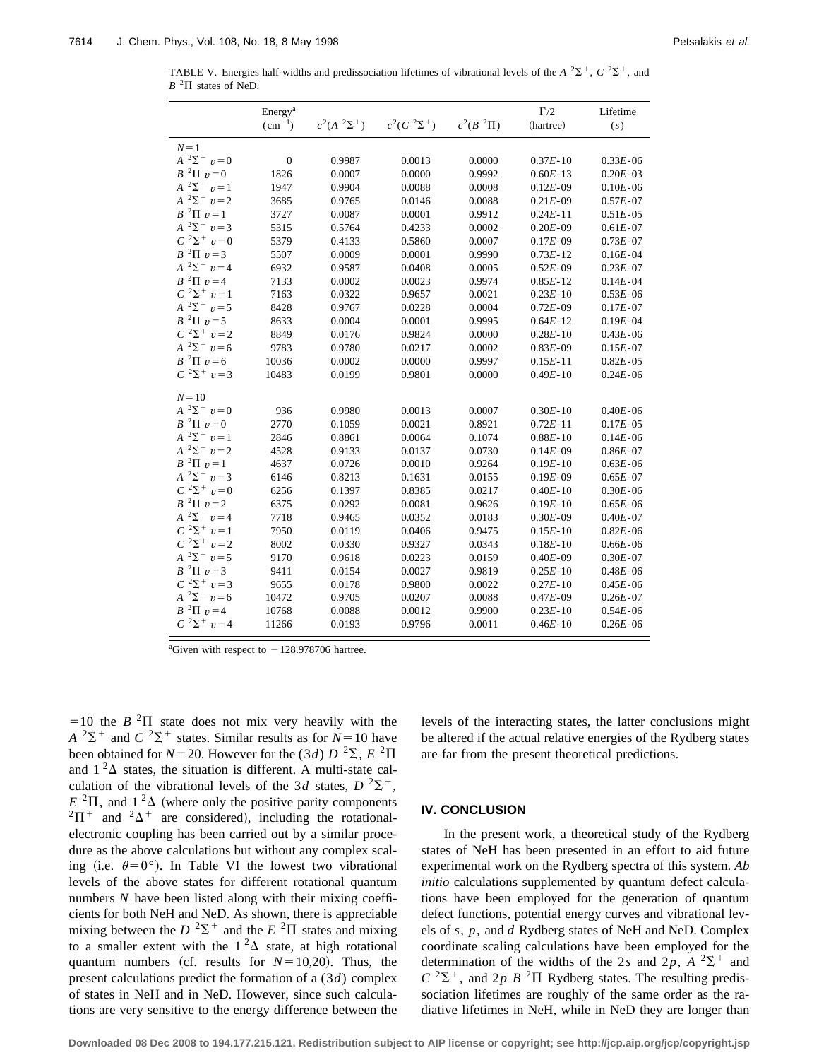TABLE V. Energies half-widths and predissociation lifetimes of vibrational levels of the $A\ ^2\Sigma^+$, $C\ ^2\Sigma^+$, and $B\ ^2\Pi$ states of NeD.

| | Energy[a] $(\mathrm{cm}^{-1})$ | $c^2(A\ ^2\Sigma^+)$ | $c^2(C\ ^2\Sigma^+)$ | $c^2(B\ ^2\Pi)$ | $\Gamma/2$ (hartree) | Lifetime $(s)$ |
|---|---|---|---|---|---|---|
| $N=1$ | | | | | | |
| $A\ ^2\Sigma^+\ v=0$ | 0 | 0.9987 | 0.0013 | 0.0000 | $0.37E\text{-}10$ | $0.33E\text{-}06$ |
| $B\ ^2\Pi\ v=0$ | 1826 | 0.0007 | 0.0000 | 0.9992 | $0.60E\text{-}13$ | $0.20E\text{-}03$ |
| $A\ ^2\Sigma^+\ v=1$ | 1947 | 0.9904 | 0.0088 | 0.0008 | $0.12E\text{-}09$ | $0.10E\text{-}06$ |
| $A\ ^2\Sigma^+\ v=2$ | 3685 | 0.9765 | 0.0146 | 0.0088 | $0.21E\text{-}09$ | $0.57E\text{-}07$ |
| $B\ ^2\Pi\ v=1$ | 3727 | 0.0087 | 0.0001 | 0.9912 | $0.24E\text{-}11$ | $0.51E\text{-}05$ |
| $A\ ^2\Sigma^+\ v=3$ | 5315 | 0.5764 | 0.4233 | 0.0002 | $0.20E\text{-}09$ | $0.61E\text{-}07$ |
| $C\ ^2\Sigma^+\ v=0$ | 5379 | 0.4133 | 0.5860 | 0.0007 | $0.17E\text{-}09$ | $0.73E\text{-}07$ |
| $B\ ^2\Pi\ v=3$ | 5507 | 0.0009 | 0.0001 | 0.9990 | $0.73E\text{-}12$ | $0.16E\text{-}04$ |
| $A\ ^2\Sigma^+\ v=4$ | 6932 | 0.9587 | 0.0408 | 0.0005 | $0.52E\text{-}09$ | $0.23E\text{-}07$ |
| $B\ ^2\Pi\ v=4$ | 7133 | 0.0002 | 0.0023 | 0.9974 | $0.85E\text{-}12$ | $0.14E\text{-}04$ |
| $C\ ^2\Sigma^+\ v=1$ | 7163 | 0.0322 | 0.9657 | 0.0021 | $0.23E\text{-}10$ | $0.53E\text{-}06$ |
| $A\ ^2\Sigma^+\ v=5$ | 8428 | 0.9767 | 0.0228 | 0.0004 | $0.72E\text{-}09$ | $0.17E\text{-}07$ |
| $B\ ^2\Pi\ v=5$ | 8633 | 0.0004 | 0.0001 | 0.9995 | $0.64E\text{-}12$ | $0.19E\text{-}04$ |
| $C\ ^2\Sigma^+\ v=2$ | 8849 | 0.0176 | 0.9824 | 0.0000 | $0.28E\text{-}10$ | $0.43E\text{-}06$ |
| $A\ ^2\Sigma^+\ v=6$ | 9783 | 0.9780 | 0.0217 | 0.0002 | $0.83E\text{-}09$ | $0.15E\text{-}07$ |
| $B\ ^2\Pi\ v=6$ | 10036 | 0.0002 | 0.0000 | 0.9997 | $0.15E\text{-}11$ | $0.82E\text{-}05$ |
| $C\ ^2\Sigma^+\ v=3$ | 10483 | 0.0199 | 0.9801 | 0.0000 | $0.49E\text{-}10$ | $0.24E\text{-}06$ |
| $N=10$ | | | | | | |
| $A\ ^2\Sigma^+\ v=0$ | 936 | 0.9980 | 0.0013 | 0.0007 | $0.30E\text{-}10$ | $0.40E\text{-}06$ |
| $B\ ^2\Pi\ v=0$ | 2770 | 0.1059 | 0.0021 | 0.8921 | $0.72E\text{-}11$ | $0.17E\text{-}05$ |
| $A\ ^2\Sigma^+\ v=1$ | 2846 | 0.8861 | 0.0064 | 0.1074 | $0.88E\text{-}10$ | $0.14E\text{-}06$ |
| $A\ ^2\Sigma^+\ v=2$ | 4528 | 0.9133 | 0.0137 | 0.0730 | $0.14E\text{-}09$ | $0.86E\text{-}07$ |
| $B\ ^2\Pi\ v=1$ | 4637 | 0.0726 | 0.0010 | 0.9264 | $0.19E\text{-}10$ | $0.63E\text{-}06$ |
| $A\ ^2\Sigma^+\ v=3$ | 6146 | 0.8213 | 0.1631 | 0.0155 | $0.19E\text{-}09$ | $0.65E\text{-}07$ |
| $C\ ^2\Sigma^+\ v=0$ | 6256 | 0.1397 | 0.8385 | 0.0217 | $0.40E\text{-}10$ | $0.30E\text{-}06$ |
| $B\ ^2\Pi\ v=2$ | 6375 | 0.0292 | 0.0081 | 0.9626 | $0.19E\text{-}10$ | $0.65E\text{-}06$ |
| $A\ ^2\Sigma^+\ v=4$ | 7718 | 0.9465 | 0.0352 | 0.0183 | $0.30E\text{-}09$ | $0.40E\text{-}07$ |
| $C\ ^2\Sigma^+\ v=1$ | 7950 | 0.0119 | 0.0406 | 0.9475 | $0.15E\text{-}10$ | $0.82E\text{-}06$ |
| $C\ ^2\Sigma^+\ v=2$ | 8002 | 0.0330 | 0.9327 | 0.0343 | $0.18E\text{-}10$ | $0.66E\text{-}06$ |
| $A\ ^2\Sigma^+\ v=5$ | 9170 | 0.9618 | 0.0223 | 0.0159 | $0.40E\text{-}09$ | $0.30E\text{-}07$ |
| $B\ ^2\Pi\ v=3$ | 9411 | 0.0154 | 0.0027 | 0.9819 | $0.25E\text{-}10$ | $0.48E\text{-}06$ |
| $C\ ^2\Sigma^+\ v=3$ | 9655 | 0.0178 | 0.9800 | 0.0022 | $0.27E\text{-}10$ | $0.45E\text{-}06$ |
| $A\ ^2\Sigma^+\ v=6$ | 10472 | 0.9705 | 0.0207 | 0.0088 | $0.47E\text{-}09$ | $0.26E\text{-}07$ |
| $B\ ^2\Pi\ v=4$ | 10768 | 0.0088 | 0.0012 | 0.9900 | $0.23E\text{-}10$ | $0.54E\text{-}06$ |
| $C\ ^2\Sigma^+\ v=4$ | 11266 | 0.0193 | 0.9796 | 0.0011 | $0.46E\text{-}10$ | $0.26E\text{-}06$ |

[a]Given with respect to $-128.978706$ hartree.

$=10$ the $B\ ^2\Pi$ state does not mix very heavily with the $A\ ^2\Sigma^+$ and $C\ ^2\Sigma^+$ states. Similar results as for $N=10$ have been obtained for $N=20$. However for the $(3d)\ D\ ^2\Sigma$, $E\ ^2\Pi$ and $1\ ^2\Delta$ states, the situation is different. A multi-state calculation of the vibrational levels of the $3d$ states, $D\ ^2\Sigma^+$, $E\ ^2\Pi$, and $1\ ^2\Delta$ (where only the positive parity components $^2\Pi^+$ and $^2\Delta^+$ are considered), including the rotational-electronic coupling has been carried out by a similar procedure as the above calculations but without any complex scaling (i.e. $\theta=0°$). In Table VI the lowest two vibrational levels of the above states for different rotational quantum numbers $N$ have been listed along with their mixing coefficients for both NeH and NeD. As shown, there is appreciable mixing between the $D\ ^2\Sigma^+$ and the $E\ ^2\Pi$ states and mixing to a smaller extent with the $1\ ^2\Delta$ state, at high rotational quantum numbers (cf. results for $N=10,20$). Thus, the present calculations predict the formation of a $(3d)$ complex of states in NeH and in NeD. However, since such calculations are very sensitive to the energy difference between the levels of the interacting states, the latter conclusions might be altered if the actual relative energies of the Rydberg states are far from the present theoretical predictions.

## IV. CONCLUSION

In the present work, a theoretical study of the Rydberg states of NeH has been presented in an effort to aid future experimental work on the Rydberg spectra of this system. *Ab initio* calculations supplemented by quantum defect calculations have been employed for the generation of quantum defect functions, potential energy curves and vibrational levels of $s$, $p$, and $d$ Rydberg states of NeH and NeD. Complex coordinate scaling calculations have been employed for the determination of the widths of the $2s$ and $2p$, $A\ ^2\Sigma^+$ and $C\ ^2\Sigma^+$, and $2p\ B\ ^2\Pi$ Rydberg states. The resulting predissociation lifetimes are roughly of the same order as the radiative lifetimes in NeH, while in NeD they are longer than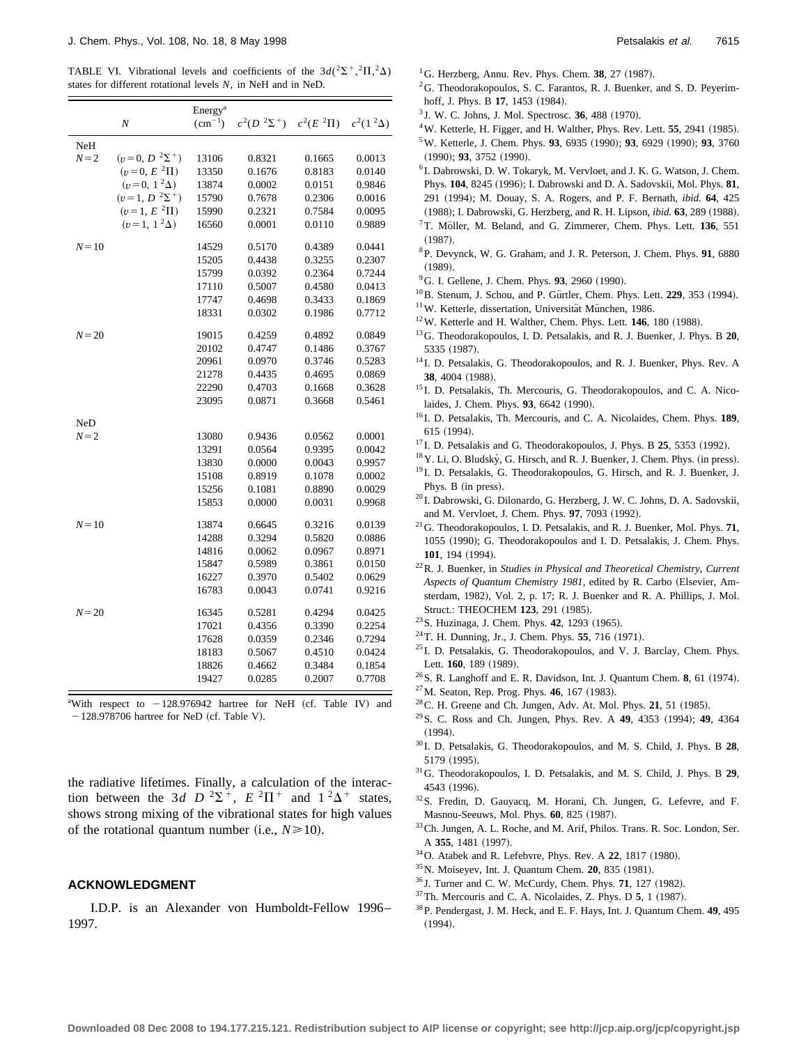TABLE VI. Vibrational levels and coefficients of the $3d(^2\Sigma^+, ^2\Pi, ^2\Delta)$ states for different rotational levels $N$, in NeH and in NeD.

| | $N$ | Energy[a] ($cm^{-1}$) | $c^2(D\ ^2\Sigma^+)$ | $c^2(E\ ^2\Pi)$ | $c^2(1\ ^2\Delta)$ |
|---|---|---|---|---|---|
| NeH | | | | | |
| $N=2$ | $(v=0, D\ ^2\Sigma^+)$ | 13106 | 0.8321 | 0.1665 | 0.0013 |
| | $(v=0, E\ ^2\Pi)$ | 13350 | 0.1676 | 0.8183 | 0.0140 |
| | $(v=0, 1\ ^2\Delta)$ | 13874 | 0.0002 | 0.0151 | 0.9846 |
| | $(v=1, D\ ^2\Sigma^+)$ | 15790 | 0.7678 | 0.2306 | 0.0016 |
| | $(v=1, E\ ^2\Pi)$ | 15990 | 0.2321 | 0.7584 | 0.0095 |
| | $(v=1, 1\ ^2\Delta)$ | 16560 | 0.0001 | 0.0110 | 0.9889 |
| $N=10$ | | 14529 | 0.5170 | 0.4389 | 0.0441 |
| | | 15205 | 0.4438 | 0.3255 | 0.2307 |
| | | 15799 | 0.0392 | 0.2364 | 0.7244 |
| | | 17110 | 0.5007 | 0.4580 | 0.0413 |
| | | 17747 | 0.4698 | 0.3433 | 0.1869 |
| | | 18331 | 0.0302 | 0.1986 | 0.7712 |
| $N=20$ | | 19015 | 0.4259 | 0.4892 | 0.0849 |
| | | 20102 | 0.4747 | 0.1486 | 0.3767 |
| | | 20961 | 0.0970 | 0.3746 | 0.5283 |
| | | 21278 | 0.4435 | 0.4695 | 0.0869 |
| | | 22290 | 0.4703 | 0.1668 | 0.3628 |
| | | 23095 | 0.0871 | 0.3668 | 0.5461 |
| NeD | | | | | |
| $N=2$ | | 13080 | 0.9436 | 0.0562 | 0.0001 |
| | | 13291 | 0.0564 | 0.9395 | 0.0042 |
| | | 13830 | 0.0000 | 0.0043 | 0.9957 |
| | | 15108 | 0.8919 | 0.1078 | 0.0002 |
| | | 15256 | 0.1081 | 0.8890 | 0.0029 |
| | | 15853 | 0.0000 | 0.0031 | 0.9968 |
| $N=10$ | | 13874 | 0.6645 | 0.3216 | 0.0139 |
| | | 14288 | 0.3294 | 0.5820 | 0.0886 |
| | | 14816 | 0.0062 | 0.0967 | 0.8971 |
| | | 15847 | 0.5989 | 0.3861 | 0.0150 |
| | | 16227 | 0.3970 | 0.5402 | 0.0629 |
| | | 16783 | 0.0043 | 0.0741 | 0.9216 |
| $N=20$ | | 16345 | 0.5281 | 0.4294 | 0.0425 |
| | | 17021 | 0.4356 | 0.3390 | 0.2254 |
| | | 17628 | 0.0359 | 0.2346 | 0.7294 |
| | | 18183 | 0.5067 | 0.4510 | 0.0424 |
| | | 18826 | 0.4662 | 0.3484 | 0.1854 |
| | | 19427 | 0.0285 | 0.2007 | 0.7708 |

[a]With respect to $-128.976942$ hartree for NeH (cf. Table IV) and $-128.978706$ hartree for NeD (cf. Table V).

the radiative lifetimes. Finally, a calculation of the interaction between the $3d\ D\ ^2\Sigma^+$, $E\ ^2\Pi^+$ and $1\ ^2\Delta^+$ states, shows strong mixing of the vibrational states for high values of the rotational quantum number (i.e., $N \geq 10$).

## ACKNOWLEDGMENT

I.D.P. is an Alexander von Humboldt-Fellow 1996–1997.

[1] G. Herzberg, Annu. Rev. Phys. Chem. **38**, 27 (1987).
[2] G. Theodorakopoulos, S. C. Farantos, R. J. Buenker, and S. D. Peyerimhoff, J. Phys. B **17**, 1453 (1984).
[3] J. W. C. Johns, J. Mol. Spectrosc. **36**, 488 (1970).
[4] W. Ketterle, H. Figger, and H. Walther, Phys. Rev. Lett. **55**, 2941 (1985).
[5] W. Ketterle, J. Chem. Phys. **93**, 6935 (1990); **93**, 6929 (1990); **93**, 3760 (1990); **93**, 3752 (1990).
[6] I. Dabrowski, D. W. Tokaryk, M. Vervloet, and J. K. G. Watson, J. Chem. Phys. **104**, 8245 (1996); I. Dabrowski and D. A. Sadovskii, Mol. Phys. **81**, 291 (1994); M. Douay, S. A. Rogers, and P. F. Bernath, *ibid.* **64**, 425 (1988); I. Dabrowski, G. Herzberg, and R. H. Lipson, *ibid.* **63**, 289 (1988).
[7] T. Möller, M. Beland, and G. Zimmerer, Chem. Phys. Lett. **136**, 551 (1987).
[8] P. Devynck, W. G. Graham, and J. R. Peterson, J. Chem. Phys. **91**, 6880 (1989).
[9] G. I. Gellene, J. Chem. Phys. **93**, 2960 (1990).
[10] B. Stenum, J. Schou, and P. Gürtler, Chem. Phys. Lett. **229**, 353 (1994).
[11] W. Ketterle, dissertation, Universität München, 1986.
[12] W. Ketterle and H. Walther, Chem. Phys. Lett. **146**, 180 (1988).
[13] G. Theodorakopoulos, I. D. Petsalakis, and R. J. Buenker, J. Phys. B **20**, 5335 (1987).
[14] I. D. Petsalakis, G. Theodorakopoulos, and R. J. Buenker, Phys. Rev. A **38**, 4004 (1988).
[15] I. D. Petsalakis, Th. Mercouris, G. Theodorakopoulos, and C. A. Nicolaides, J. Chem. Phys. **93**, 6642 (1990).
[16] I. D. Petsalakis, Th. Mercouris, and C. A. Nicolaides, Chem. Phys. **189**, 615 (1994).
[17] I. D. Petsalakis and G. Theodorakopoulos, J. Phys. B **25**, 5353 (1992).
[18] Y. Li, O. Bludský, G. Hirsch, and R. J. Buenker, J. Chem. Phys. (in press).
[19] I. D. Petsalakis, G. Theodorakopoulos, G. Hirsch, and R. J. Buenker, J. Phys. B (in press).
[20] I. Dabrowski, G. Dilonardo, G. Herzberg, J. W. C. Johns, D. A. Sadovskii, and M. Vervloet, J. Chem. Phys. **97**, 7093 (1992).
[21] G. Theodorakopoulos, I. D. Petsalakis, and R. J. Buenker, Mol. Phys. **71**, 1055 (1990); G. Theodorakopoulos and I. D. Petsalakis, J. Chem. Phys. **101**, 194 (1994).
[22] R. J. Buenker, in *Studies in Physical and Theoretical Chemistry, Current Aspects of Quantum Chemistry 1981*, edited by R. Carbo (Elsevier, Amsterdam, 1982), Vol. 2, p. 17; R. J. Buenker and R. A. Phillips, J. Mol. Struct.: THEOCHEM **123**, 291 (1985).
[23] S. Huzinaga, J. Chem. Phys. **42**, 1293 (1965).
[24] T. H. Dunning, Jr., J. Chem. Phys. **55**, 716 (1971).
[25] I. D. Petsalakis, G. Theodorakopoulos, and V. J. Barclay, Chem. Phys. Lett. **160**, 189 (1989).
[26] S. R. Langhoff and E. R. Davidson, Int. J. Quantum Chem. **8**, 61 (1974).
[27] M. Seaton, Rep. Prog. Phys. **46**, 167 (1983).
[28] C. H. Greene and Ch. Jungen, Adv. At. Mol. Phys. **21**, 51 (1985).
[29] S. C. Ross and Ch. Jungen, Phys. Rev. A **49**, 4353 (1994); **49**, 4364 (1994).
[30] I. D. Petsalakis, G. Theodorakopoulos, and M. S. Child, J. Phys. B **28**, 5179 (1995).
[31] G. Theodorakopoulos, I. D. Petsalakis, and M. S. Child, J. Phys. B **29**, 4543 (1996).
[32] S. Fredin, D. Gauyacq, M. Horani, Ch. Jungen, G. Lefevre, and F. Masnou-Seeuws, Mol. Phys. **60**, 825 (1987).
[33] Ch. Jungen, A. L. Roche, and M. Arif, Philos. Trans. R. Soc. London, Ser. A **355**, 1481 (1997).
[34] O. Atabek and R. Lefebvre, Phys. Rev. A **22**, 1817 (1980).
[35] N. Moiseyev, Int. J. Quantum Chem. **20**, 835 (1981).
[36] J. Turner and C. W. McCurdy, Chem. Phys. **71**, 127 (1982).
[37] Th. Mercouris and C. A. Nicolaides, Z. Phys. D **5**, 1 (1987).
[38] P. Pendergast, J. M. Heck, and E. F. Hays, Int. J. Quantum Chem. **49**, 495 (1994).